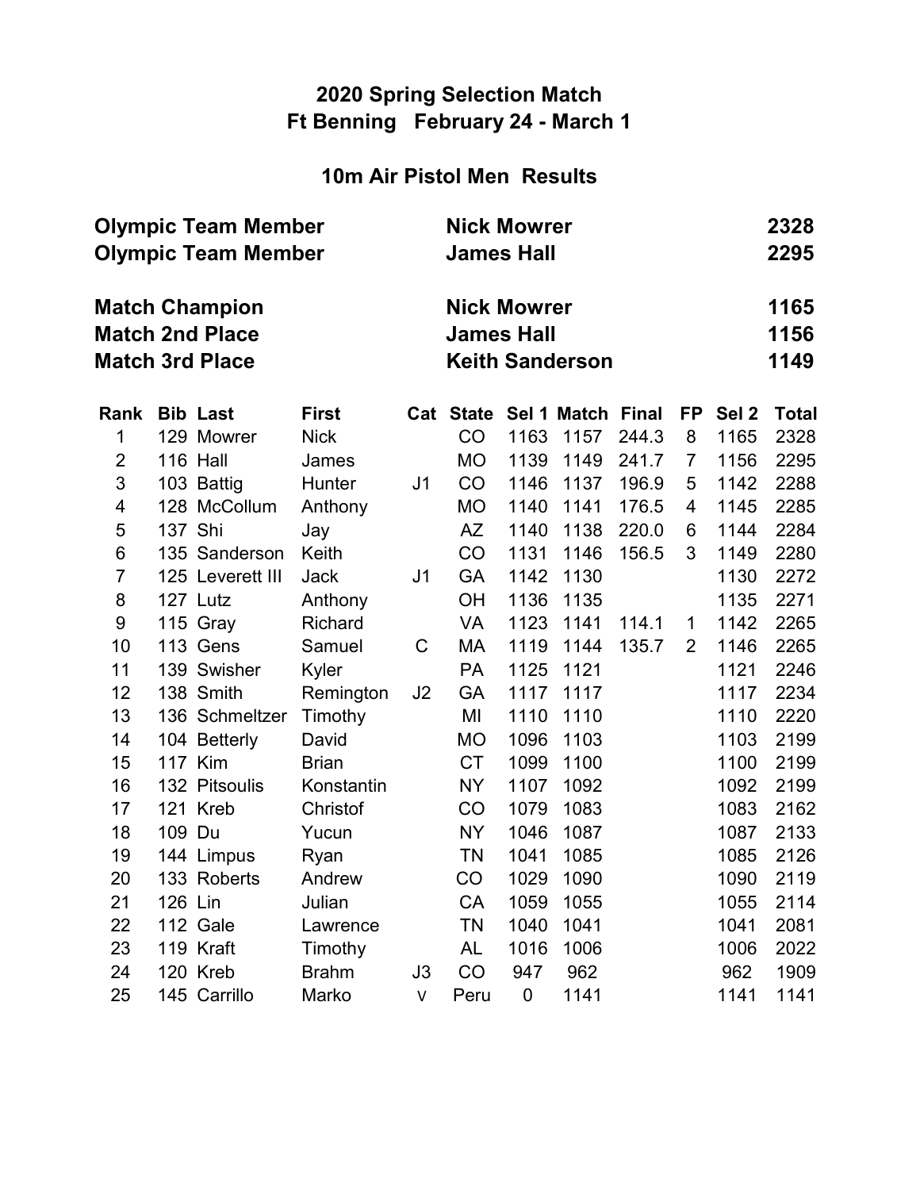# 2020 Spring Selection Match
## Ft Benning   February 24 - March 1

## 10m Air Pistol Men  Results

| | | |
|---|---|---|
| **Olympic Team Member** | **Nick Mowrer** | **2328** |
| **Olympic Team Member** | **James Hall** | **2295** |

| | | |
|---|---|---|
| **Match Champion** | **Nick Mowrer** | **1165** |
| **Match 2nd Place** | **James Hall** | **1156** |
| **Match 3rd Place** | **Keith Sanderson** | **1149** |

| Rank | Bib | Last | First | Cat | State | Sel 1 | Match | Final | FP | Sel 2 | Total |
|---|---|---|---|---|---|---|---|---|---|---|---|
| 1 | 129 | Mowrer | Nick | | CO | 1163 | 1157 | 244.3 | 8 | 1165 | 2328 |
| 2 | 116 | Hall | James | | MO | 1139 | 1149 | 241.7 | 7 | 1156 | 2295 |
| 3 | 103 | Battig | Hunter | J1 | CO | 1146 | 1137 | 196.9 | 5 | 1142 | 2288 |
| 4 | 128 | McCollum | Anthony | | MO | 1140 | 1141 | 176.5 | 4 | 1145 | 2285 |
| 5 | 137 | Shi | Jay | | AZ | 1140 | 1138 | 220.0 | 6 | 1144 | 2284 |
| 6 | 135 | Sanderson | Keith | | CO | 1131 | 1146 | 156.5 | 3 | 1149 | 2280 |
| 7 | 125 | Leverett III | Jack | J1 | GA | 1142 | 1130 | | | 1130 | 2272 |
| 8 | 127 | Lutz | Anthony | | OH | 1136 | 1135 | | | 1135 | 2271 |
| 9 | 115 | Gray | Richard | | VA | 1123 | 1141 | 114.1 | 1 | 1142 | 2265 |
| 10 | 113 | Gens | Samuel | C | MA | 1119 | 1144 | 135.7 | 2 | 1146 | 2265 |
| 11 | 139 | Swisher | Kyler | | PA | 1125 | 1121 | | | 1121 | 2246 |
| 12 | 138 | Smith | Remington | J2 | GA | 1117 | 1117 | | | 1117 | 2234 |
| 13 | 136 | Schmeltzer | Timothy | | MI | 1110 | 1110 | | | 1110 | 2220 |
| 14 | 104 | Betterly | David | | MO | 1096 | 1103 | | | 1103 | 2199 |
| 15 | 117 | Kim | Brian | | CT | 1099 | 1100 | | | 1100 | 2199 |
| 16 | 132 | Pitsoulis | Konstantin | | NY | 1107 | 1092 | | | 1092 | 2199 |
| 17 | 121 | Kreb | Christof | | CO | 1079 | 1083 | | | 1083 | 2162 |
| 18 | 109 | Du | Yucun | | NY | 1046 | 1087 | | | 1087 | 2133 |
| 19 | 144 | Limpus | Ryan | | TN | 1041 | 1085 | | | 1085 | 2126 |
| 20 | 133 | Roberts | Andrew | | CO | 1029 | 1090 | | | 1090 | 2119 |
| 21 | 126 | Lin | Julian | | CA | 1059 | 1055 | | | 1055 | 2114 |
| 22 | 112 | Gale | Lawrence | | TN | 1040 | 1041 | | | 1041 | 2081 |
| 23 | 119 | Kraft | Timothy | | AL | 1016 | 1006 | | | 1006 | 2022 |
| 24 | 120 | Kreb | Brahm | J3 | CO | 947 | 962 | | | 962 | 1909 |
| 25 | 145 | Carrillo | Marko | v | Peru | 0 | 1141 | | | 1141 | 1141 |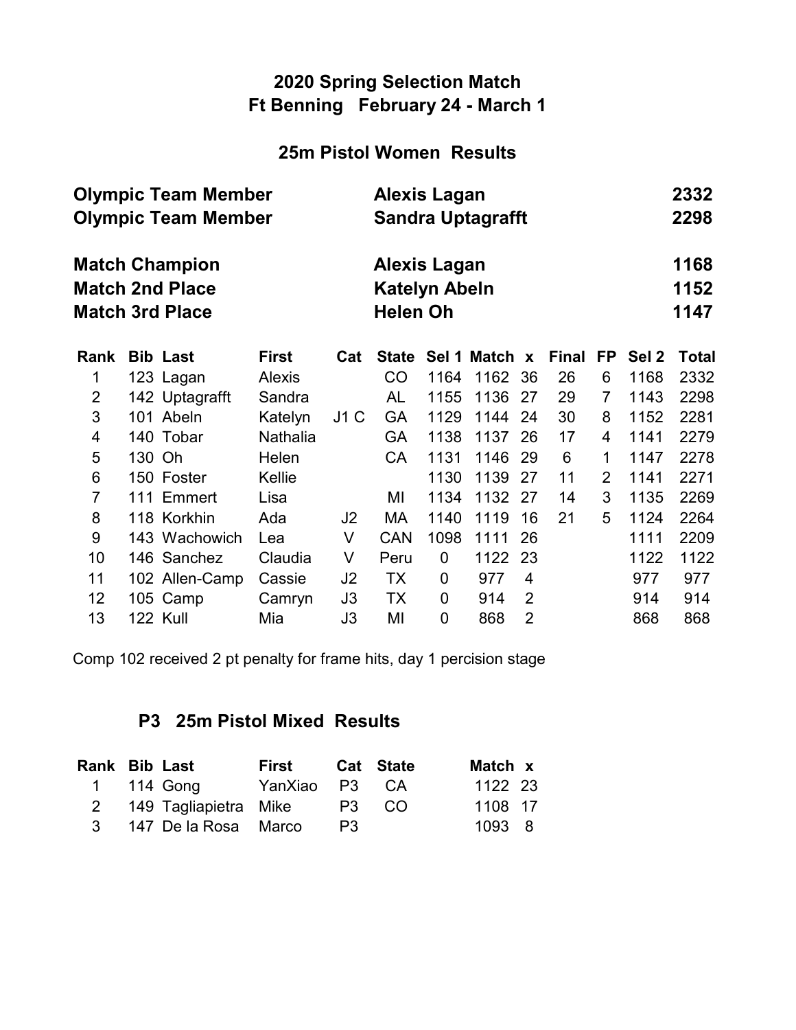## 2020 Spring Selection Match
## Ft Benning February 24 - March 1

### 25m Pistol Women Results

| | | |
|---|---|---|
| **Olympic Team Member** | **Alexis Lagan** | **2332** |
| **Olympic Team Member** | **Sandra Uptagrafft** | **2298** |
| **Match Champion** | **Alexis Lagan** | **1168** |
| **Match 2nd Place** | **Katelyn Abeln** | **1152** |
| **Match 3rd Place** | **Helen Oh** | **1147** |

| Rank | Bib | Last | First | Cat | State | Sel 1 | Match | x | Final | FP | Sel 2 | Total |
|---|---|---|---|---|---|---|---|---|---|---|---|---|
| 1 | 123 | Lagan | Alexis | | CO | 1164 | 1162 | 36 | 26 | 6 | 1168 | 2332 |
| 2 | 142 | Uptagrafft | Sandra | | AL | 1155 | 1136 | 27 | 29 | 7 | 1143 | 2298 |
| 3 | 101 | Abeln | Katelyn | J1 C | GA | 1129 | 1144 | 24 | 30 | 8 | 1152 | 2281 |
| 4 | 140 | Tobar | Nathalia | | GA | 1138 | 1137 | 26 | 17 | 4 | 1141 | 2279 |
| 5 | 130 | Oh | Helen | | CA | 1131 | 1146 | 29 | 6 | 1 | 1147 | 2278 |
| 6 | 150 | Foster | Kellie | | | 1130 | 1139 | 27 | 11 | 2 | 1141 | 2271 |
| 7 | 111 | Emmert | Lisa | | MI | 1134 | 1132 | 27 | 14 | 3 | 1135 | 2269 |
| 8 | 118 | Korkhin | Ada | J2 | MA | 1140 | 1119 | 16 | 21 | 5 | 1124 | 2264 |
| 9 | 143 | Wachowich | Lea | V | CAN | 1098 | 1111 | 26 | | | 1111 | 2209 |
| 10 | 146 | Sanchez | Claudia | V | Peru | 0 | 1122 | 23 | | | 1122 | 1122 |
| 11 | 102 | Allen-Camp | Cassie | J2 | TX | 0 | 977 | 4 | | | 977 | 977 |
| 12 | 105 | Camp | Camryn | J3 | TX | 0 | 914 | 2 | | | 914 | 914 |
| 13 | 122 | Kull | Mia | J3 | MI | 0 | 868 | 2 | | | 868 | 868 |

Comp 102 received 2 pt penalty for frame hits, day 1 percision stage

### P3 25m Pistol Mixed Results

| Rank | Bib | Last | First | Cat | State | Match | x |
|---|---|---|---|---|---|---|---|
| 1 | 114 | Gong | YanXiao | P3 | CA | 1122 | 23 |
| 2 | 149 | Tagliapietra | Mike | P3 | CO | 1108 | 17 |
| 3 | 147 | De la Rosa | Marco | P3 | | 1093 | 8 |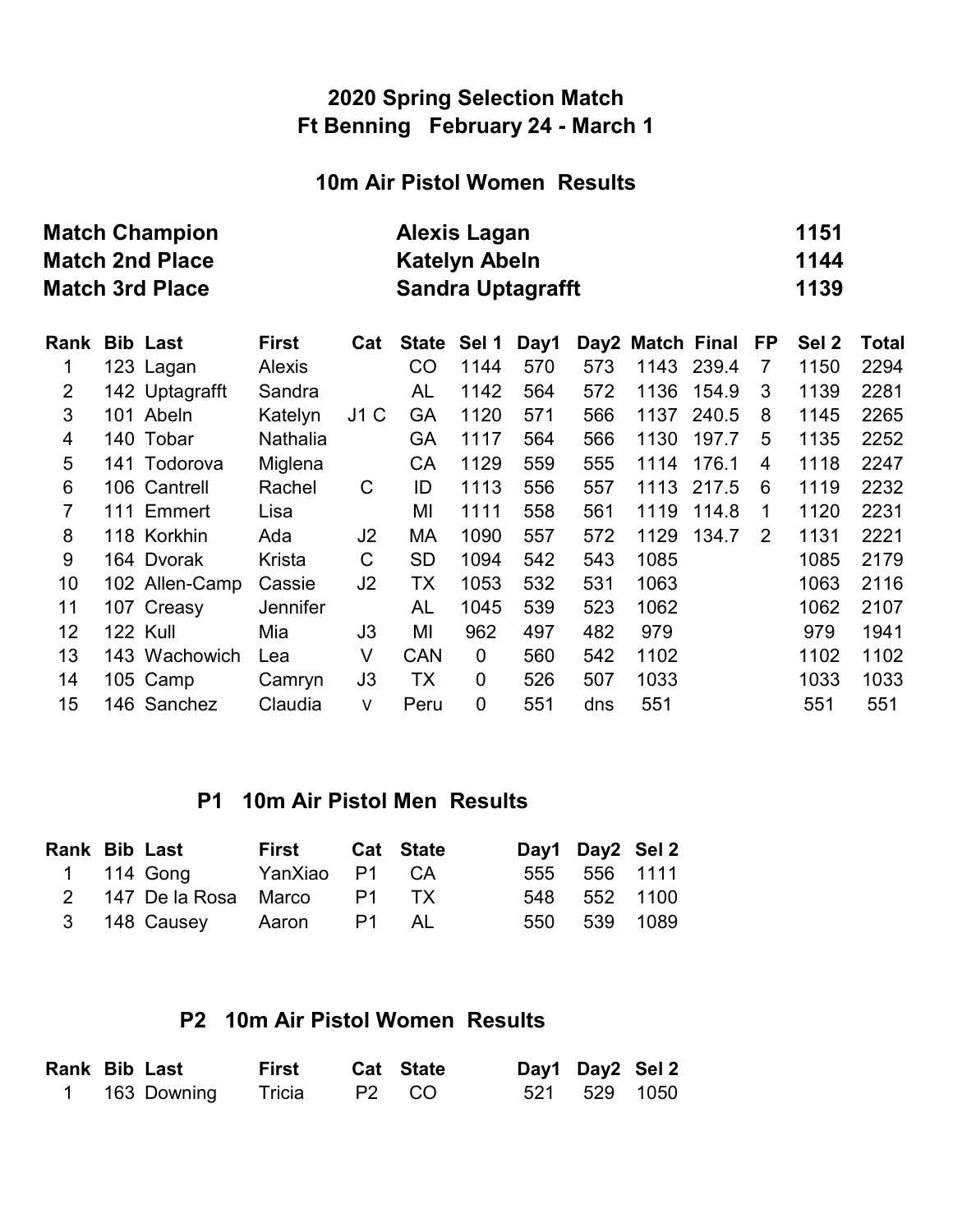# 2020 Spring Selection Match
## Ft Benning February 24 - March 1

### 10m Air Pistol Women Results

| | | |
|---|---|---|
| **Match Champion** | **Alexis Lagan** | **1151** |
| **Match 2nd Place** | **Katelyn Abeln** | **1144** |
| **Match 3rd Place** | **Sandra Uptagrafft** | **1139** |

| Rank | Bib | Last | First | Cat | State | Sel 1 | Day1 | Day2 | Match | Final | FP | Sel 2 | Total |
|---|---|---|---|---|---|---|---|---|---|---|---|---|---|
| 1 | 123 | Lagan | Alexis | | CO | 1144 | 570 | 573 | 1143 | 239.4 | 7 | 1150 | 2294 |
| 2 | 142 | Uptagrafft | Sandra | | AL | 1142 | 564 | 572 | 1136 | 154.9 | 3 | 1139 | 2281 |
| 3 | 101 | Abeln | Katelyn | J1 C | GA | 1120 | 571 | 566 | 1137 | 240.5 | 8 | 1145 | 2265 |
| 4 | 140 | Tobar | Nathalia | | GA | 1117 | 564 | 566 | 1130 | 197.7 | 5 | 1135 | 2252 |
| 5 | 141 | Todorova | Miglena | | CA | 1129 | 559 | 555 | 1114 | 176.1 | 4 | 1118 | 2247 |
| 6 | 106 | Cantrell | Rachel | C | ID | 1113 | 556 | 557 | 1113 | 217.5 | 6 | 1119 | 2232 |
| 7 | 111 | Emmert | Lisa | | MI | 1111 | 558 | 561 | 1119 | 114.8 | 1 | 1120 | 2231 |
| 8 | 118 | Korkhin | Ada | J2 | MA | 1090 | 557 | 572 | 1129 | 134.7 | 2 | 1131 | 2221 |
| 9 | 164 | Dvorak | Krista | C | SD | 1094 | 542 | 543 | 1085 | | | 1085 | 2179 |
| 10 | 102 | Allen-Camp | Cassie | J2 | TX | 1053 | 532 | 531 | 1063 | | | 1063 | 2116 |
| 11 | 107 | Creasy | Jennifer | | AL | 1045 | 539 | 523 | 1062 | | | 1062 | 2107 |
| 12 | 122 | Kull | Mia | J3 | MI | 962 | 497 | 482 | 979 | | | 979 | 1941 |
| 13 | 143 | Wachowich | Lea | V | CAN | 0 | 560 | 542 | 1102 | | | 1102 | 1102 |
| 14 | 105 | Camp | Camryn | J3 | TX | 0 | 526 | 507 | 1033 | | | 1033 | 1033 |
| 15 | 146 | Sanchez | Claudia | v | Peru | 0 | 551 | dns | 551 | | | 551 | 551 |

### P1 10m Air Pistol Men Results

| Rank | Bib | Last | First | Cat | State | Day1 | Day2 | Sel 2 |
|---|---|---|---|---|---|---|---|---|
| 1 | 114 | Gong | YanXiao | P1 | CA | 555 | 556 | 1111 |
| 2 | 147 | De la Rosa | Marco | P1 | TX | 548 | 552 | 1100 |
| 3 | 148 | Causey | Aaron | P1 | AL | 550 | 539 | 1089 |

### P2 10m Air Pistol Women Results

| Rank | Bib | Last | First | Cat | State | Day1 | Day2 | Sel 2 |
|---|---|---|---|---|---|---|---|---|
| 1 | 163 | Downing | Tricia | P2 | CO | 521 | 529 | 1050 |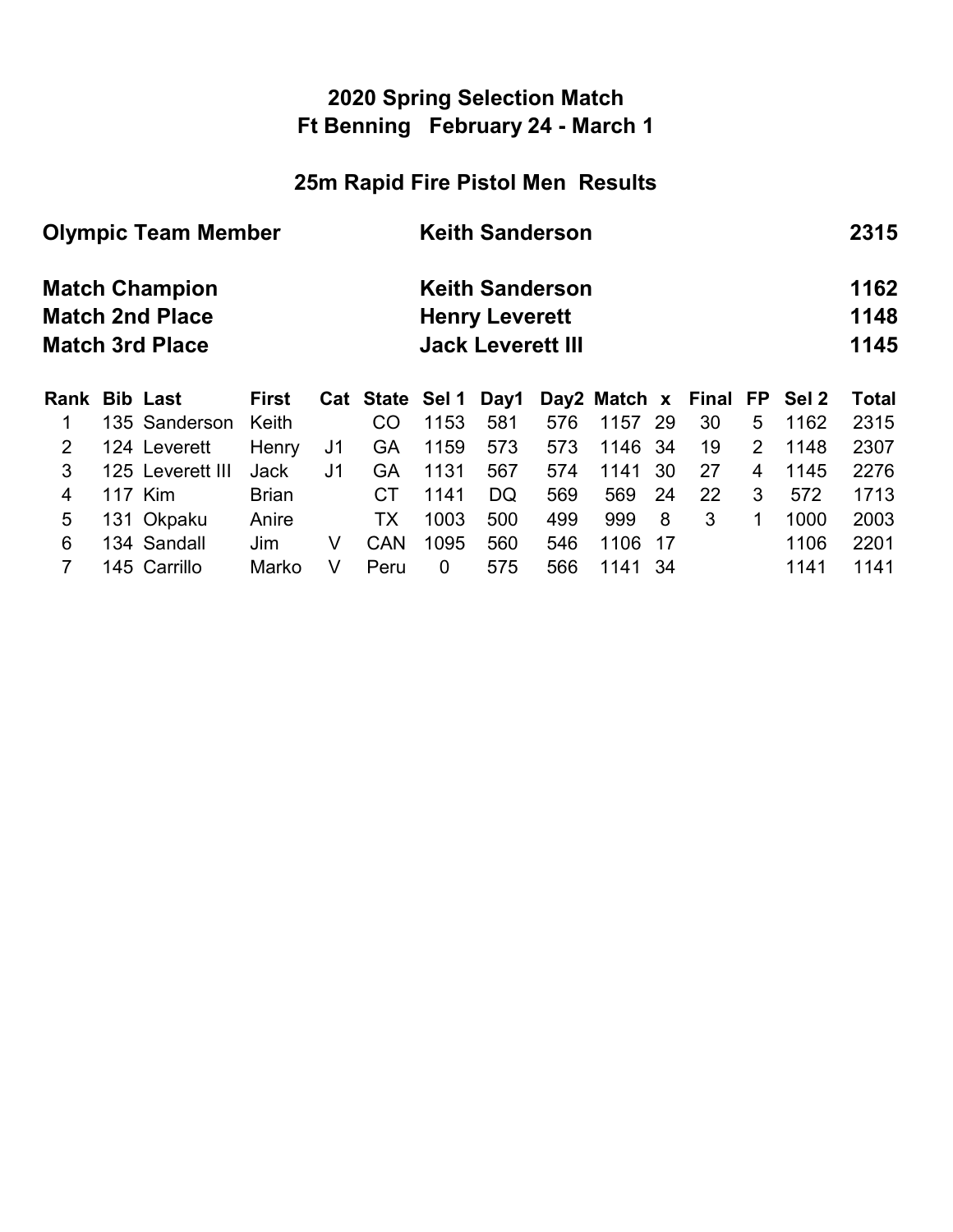## 2020 Spring Selection Match
## Ft Benning February 24 - March 1

### 25m Rapid Fire Pistol Men Results

| | | |
|---|---|---|
| **Olympic Team Member** | **Keith Sanderson** | **2315** |
| **Match Champion** | **Keith Sanderson** | **1162** |
| **Match 2nd Place** | **Henry Leverett** | **1148** |
| **Match 3rd Place** | **Jack Leverett III** | **1145** |

| Rank | Bib | Last | First | Cat | State | Sel 1 | Day1 | Day2 | Match | x | Final | FP | Sel 2 | Total |
|---|---|---|---|---|---|---|---|---|---|---|---|---|---|---|
| 1 | 135 | Sanderson | Keith | | CO | 1153 | 581 | 576 | 1157 | 29 | 30 | 5 | 1162 | 2315 |
| 2 | 124 | Leverett | Henry | J1 | GA | 1159 | 573 | 573 | 1146 | 34 | 19 | 2 | 1148 | 2307 |
| 3 | 125 | Leverett III | Jack | J1 | GA | 1131 | 567 | 574 | 1141 | 30 | 27 | 4 | 1145 | 2276 |
| 4 | 117 | Kim | Brian | | CT | 1141 | DQ | 569 | 569 | 24 | 22 | 3 | 572 | 1713 |
| 5 | 131 | Okpaku | Anire | | TX | 1003 | 500 | 499 | 999 | 8 | 3 | 1 | 1000 | 2003 |
| 6 | 134 | Sandall | Jim | V | CAN | 1095 | 560 | 546 | 1106 | 17 | | | 1106 | 2201 |
| 7 | 145 | Carrillo | Marko | V | Peru | 0 | 575 | 566 | 1141 | 34 | | | 1141 | 1141 |